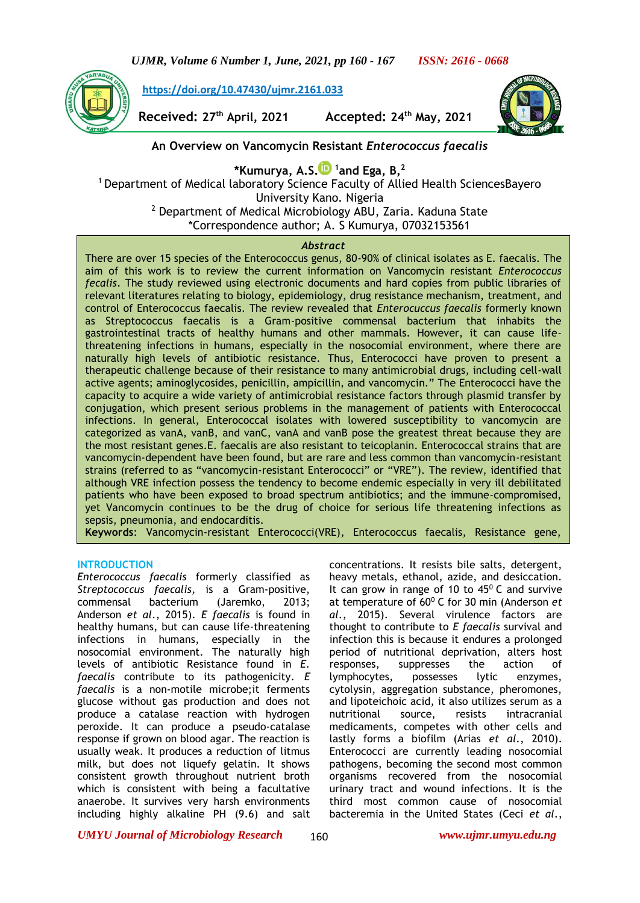https://doi.org/10.47430/ujmr.2161.033

**Received:** 27th April, 2021 **Accepted:** 24th May, 2021

# An Overview on Vancomycin Resistant *Enterococcus faecalis*

**\*Kumurya, A.S.**[1] **and Ega, B,**[2]

[1] Department of Medical laboratory Science Faculty of Allied Health SciencesBayero University Kano. Nigeria
[2] Department of Medical Microbiology ABU, Zaria. Kaduna State
*Correspondence author; A. S Kumurya, 07032153561

### *Abstract*

There are over 15 species of the Enterococcus genus, 80-90% of clinical isolates as E. faecalis. The aim of this work is to review the current information on Vancomycin resistant *Enterococcus fecalis*. The study reviewed using electronic documents and hard copies from public libraries of relevant literatures relating to biology, epidemiology, drug resistance mechanism, treatment, and control of Enterococcus faecalis. The review revealed that *Enterocuccus faecalis* formerly known as Streptococcus faecalis is a Gram-positive commensal bacterium that inhabits the gastrointestinal tracts of healthy humans and other mammals. However, it can cause life-threatening infections in humans, especially in the nosocomial environment, where there are naturally high levels of antibiotic resistance. Thus, Enterococci have proven to present a therapeutic challenge because of their resistance to many antimicrobial drugs, including cell-wall active agents; aminoglycosides, penicillin, ampicillin, and vancomycin." The Enterococci have the capacity to acquire a wide variety of antimicrobial resistance factors through plasmid transfer by conjugation, which present serious problems in the management of patients with Enterococcal infections. In general, Enterococcal isolates with lowered susceptibility to vancomycin are categorized as vanA, vanB, and vanC, vanA and vanB pose the greatest threat because they are the most resistant genes.E. faecalis are also resistant to teicoplanin. Enterococcal strains that are vancomycin-dependent have been found, but are rare and less common than vancomycin-resistant strains (referred to as "vancomycin-resistant Enterococci" or "VRE"). The review, identified that although VRE infection possess the tendency to become endemic especially in very ill debilitated patients who have been exposed to broad spectrum antibiotics; and the immune-compromised, yet Vancomycin continues to be the drug of choice for serious life threatening infections as sepsis, pneumonia, and endocarditis.

**Keywords**: Vancomycin-resistant Enterococci(VRE), Enterococcus faecalis, Resistance gene,

## INTRODUCTION

*Enterococcus faecalis* formerly classified as *Streptococcus faecalis,* is a Gram-positive, commensal bacterium (Jaremko, 2013; Anderson *et al.*, 2015). *E faecalis* is found in healthy humans, but can cause life-threatening infections in humans, especially in the nosocomial environment. The naturally high levels of antibiotic Resistance found in *E. faecalis* contribute to its pathogenicity. *E faecalis* is a non-motile microbe;it ferments glucose without gas production and does not produce a catalase reaction with hydrogen peroxide. It can produce a pseudo-catalase response if grown on blood agar. The reaction is usually weak. It produces a reduction of litmus milk, but does not liquefy gelatin. It shows consistent growth throughout nutrient broth which is consistent with being a facultative anaerobe. It survives very harsh environments including highly alkaline PH (9.6) and salt concentrations. It resists bile salts, detergent, heavy metals, ethanol, azide, and desiccation. It can grow in range of 10 to 45$^0$ C and survive at temperature of 60$^0$ C for 30 min (Anderson *et al.*, 2015). Several virulence factors are thought to contribute to *E faecalis* survival and infection this is because it endures a prolonged period of nutritional deprivation, alters host responses, suppresses the action of lymphocytes, possesses lytic enzymes, cytolysin, aggregation substance, pheromones, and lipoteichoic acid, it also utilizes serum as a nutritional source, resists intracranial medicaments, competes with other cells and lastly forms a biofilm (Arias *et al.*, 2010). Enterococci are currently leading nosocomial pathogens, becoming the second most common organisms recovered from the nosocomial urinary tract and wound infections. It is the third most common cause of nosocomial bacteremia in the United States (Ceci *et al.*,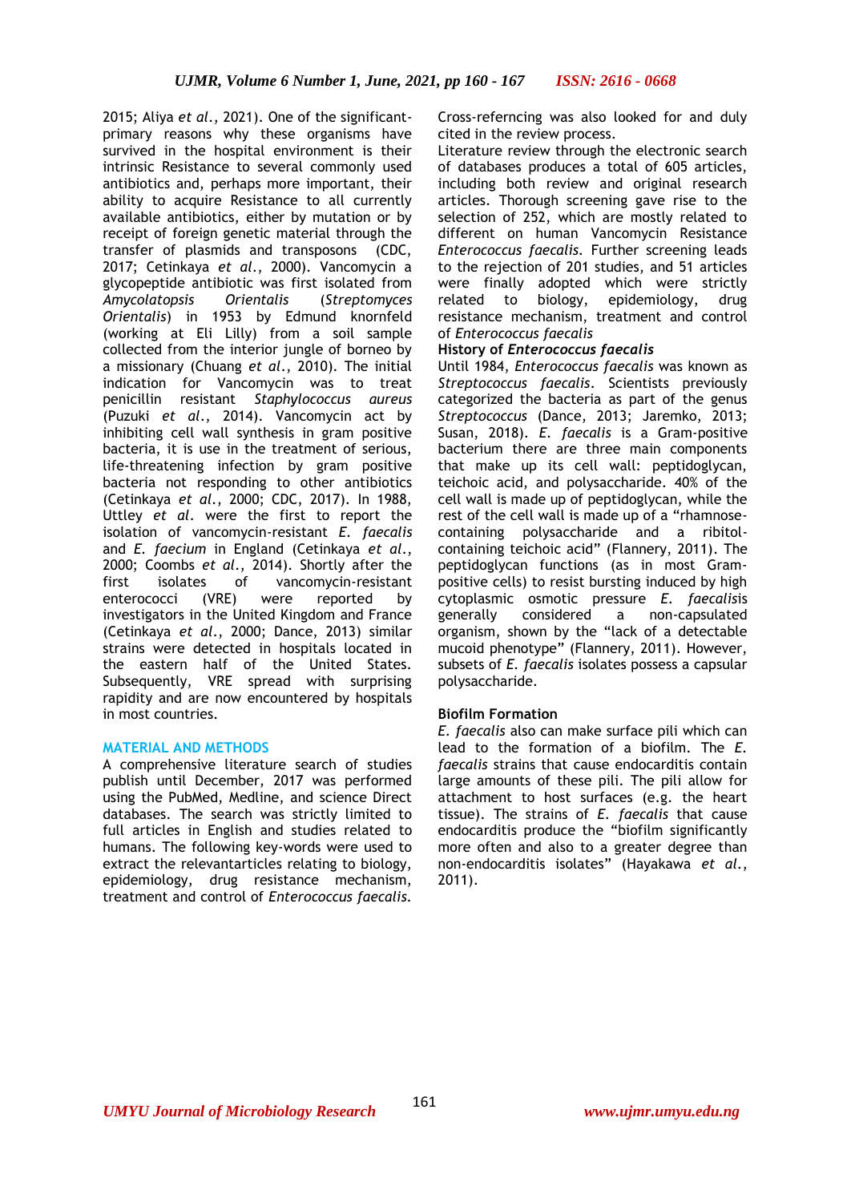2015; Aliya *et al*., 2021). One of the significant-primary reasons why these organisms have survived in the hospital environment is their intrinsic Resistance to several commonly used antibiotics and, perhaps more important, their ability to acquire Resistance to all currently available antibiotics, either by mutation or by receipt of foreign genetic material through the transfer of plasmids and transposons (CDC, 2017; Cetinkaya *et al*., 2000). Vancomycin a glycopeptide antibiotic was first isolated from *Amycolatopsis Orientalis* (*Streptomyces Orientalis*) in 1953 by Edmund knornfeld (working at Eli Lilly) from a soil sample collected from the interior jungle of borneo by a missionary (Chuang *et al*., 2010). The initial indication for Vancomycin was to treat penicillin resistant *Staphylococcus aureus* (Puzuki *et al*., 2014). Vancomycin act by inhibiting cell wall synthesis in gram positive bacteria, it is use in the treatment of serious, life-threatening infection by gram positive bacteria not responding to other antibiotics (Cetinkaya *et al*., 2000; CDC, 2017). In 1988, Uttley *et al*. were the first to report the isolation of vancomycin-resistant *E. faecalis* and *E. faecium* in England (Cetinkaya *et al*., 2000; Coombs *et al*., 2014). Shortly after the first isolates of vancomycin-resistant enterococci (VRE) were reported by investigators in the United Kingdom and France (Cetinkaya *et al*., 2000; Dance, 2013) similar strains were detected in hospitals located in the eastern half of the United States. Subsequently, VRE spread with surprising rapidity and are now encountered by hospitals in most countries.

## MATERIAL AND METHODS

A comprehensive literature search of studies publish until December, 2017 was performed using the PubMed, Medline, and science Direct databases. The search was strictly limited to full articles in English and studies related to humans. The following key-words were used to extract the relevantarticles relating to biology, epidemiology, drug resistance mechanism, treatment and control of *Enterococcus faecalis*. Cross-referncing was also looked for and duly cited in the review process.

Literature review through the electronic search of databases produces a total of 605 articles, including both review and original research articles. Thorough screening gave rise to the selection of 252, which are mostly related to different on human Vancomycin Resistance *Enterococcus faecalis*. Further screening leads to the rejection of 201 studies, and 51 articles were finally adopted which were strictly related to biology, epidemiology, drug resistance mechanism, treatment and control of *Enterococcus faecalis*

**History of *Enterococcus faecalis***

Until 1984, *Enterococcus faecalis* was known as *Streptococcus faecalis*. Scientists previously categorized the bacteria as part of the genus *Streptococcus* (Dance, 2013; Jaremko, 2013; Susan, 2018). *E. faecalis* is a Gram-positive bacterium there are three main components that make up its cell wall: peptidoglycan, teichoic acid, and polysaccharide. 40% of the cell wall is made up of peptidoglycan, while the rest of the cell wall is made up of a "rhamnose-containing polysaccharide and a ribitol-containing teichoic acid" (Flannery, 2011). The peptidoglycan functions (as in most Gram-positive cells) to resist bursting induced by high cytoplasmic osmotic pressure *E. faecalis*is generally considered a non-capsulated organism, shown by the "lack of a detectable mucoid phenotype" (Flannery, 2011). However, subsets of *E. faecalis* isolates possess a capsular polysaccharide.

**Biofilm Formation**

*E. faecalis* also can make surface pili which can lead to the formation of a biofilm. The *E. faecalis* strains that cause endocarditis contain large amounts of these pili. The pili allow for attachment to host surfaces (e.g. the heart tissue). The strains of *E. faecalis* that cause endocarditis produce the "biofilm significantly more often and also to a greater degree than non-endocarditis isolates" (Hayakawa *et al*., 2011).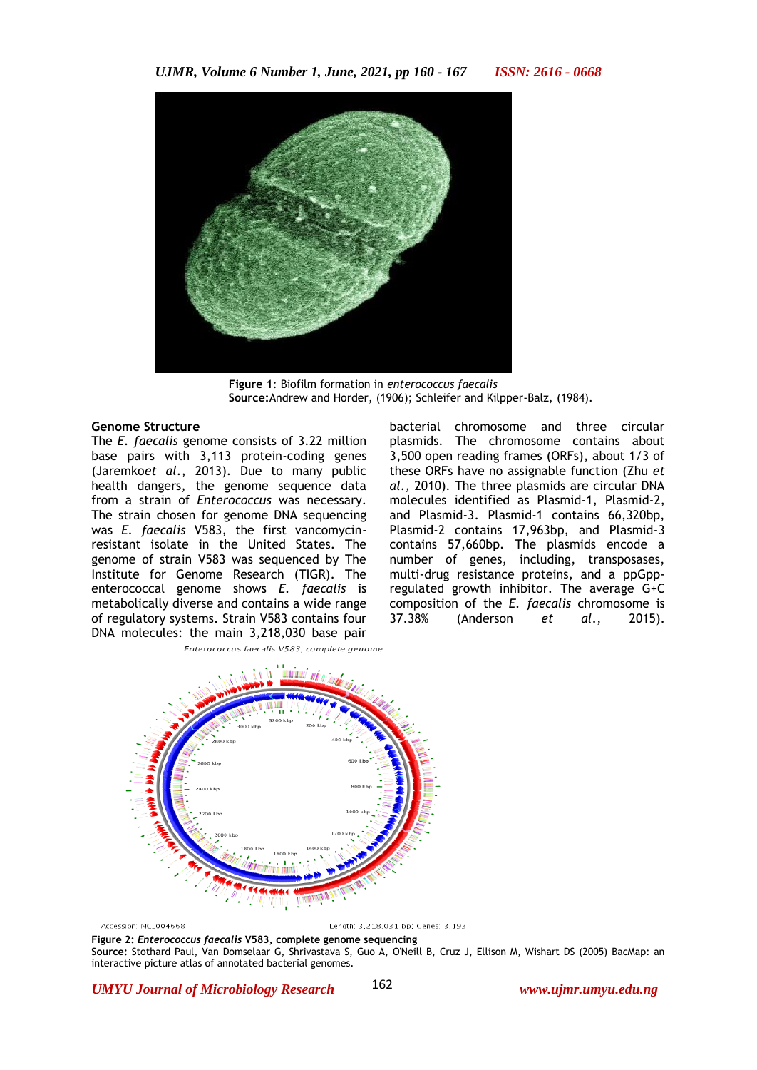**Figure 1**: Biofilm formation in *enterococcus faecalis*
**Source:**Andrew and Horder, (1906); Schleifer and Kilpper-Balz, (1984).

## Genome Structure

The *E. faecalis* genome consists of 3.22 million base pairs with 3,113 protein-coding genes (Jaremko*et al.*, 2013). Due to many public health dangers, the genome sequence data from a strain of *Enterococcus* was necessary. The strain chosen for genome DNA sequencing was *E. faecalis* V583, the first vancomycin-resistant isolate in the United States. The genome of strain V583 was sequenced by The Institute for Genome Research (TIGR). The enterococcal genome shows *E. faecalis* is metabolically diverse and contains a wide range of regulatory systems. Strain V583 contains four DNA molecules: the main 3,218,030 base pair bacterial chromosome and three circular plasmids. The chromosome contains about 3,500 open reading frames (ORFs), about 1/3 of these ORFs have no assignable function (Zhu *et al.*, 2010). The three plasmids are circular DNA molecules identified as Plasmid-1, Plasmid-2, and Plasmid-3. Plasmid-1 contains 66,320bp, Plasmid-2 contains 17,963bp, and Plasmid-3 contains 57,660bp. The plasmids encode a number of genes, including, transposases, multi-drug resistance proteins, and a ppGpp-regulated growth inhibitor. The average G+C composition of the *E. faecalis* chromosome is 37.38% (Anderson *et al.*, 2015).

*Enterococcus faecalis V583, complete genome*

Accession: NC_004668 Length: 3,218,031 bp; Genes: 3,193

**Figure 2:** ***Enterococcus faecalis*** **V583, complete genome sequencing**
**Source:** Stothard Paul, Van Domselaar G, Shrivastava S, Guo A, O'Neill B, Cruz J, Ellison M, Wishart DS (2005) BacMap: an interactive picture atlas of annotated bacterial genomes.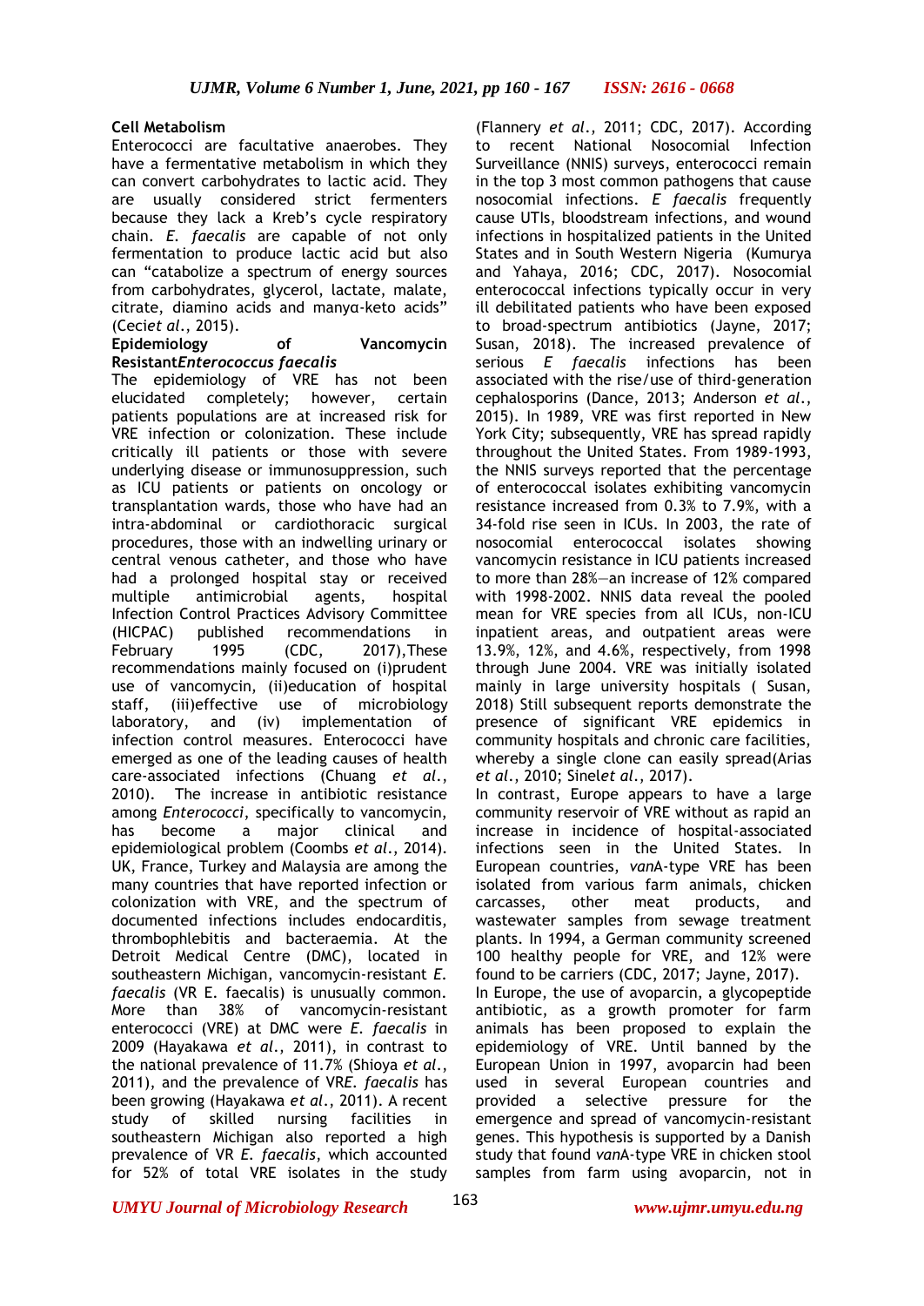**Cell Metabolism**

Enterococci are facultative anaerobes. They have a fermentative metabolism in which they can convert carbohydrates to lactic acid. They are usually considered strict fermenters because they lack a Kreb's cycle respiratory chain. *E. faecalis* are capable of not only fermentation to produce lactic acid but also can "catabolize a spectrum of energy sources from carbohydrates, glycerol, lactate, malate, citrate, diamino acids and manyα-keto acids" (Ceci*et al.*, 2015).

**Epidemiology of Vancomycin Resistant*Enterococcus faecalis***

The epidemiology of VRE has not been elucidated completely; however, certain patients populations are at increased risk for VRE infection or colonization. These include critically ill patients or those with severe underlying disease or immunosuppression, such as ICU patients or patients on oncology or transplantation wards, those who have had an intra-abdominal or cardiothoracic surgical procedures, those with an indwelling urinary or central venous catheter, and those who have had a prolonged hospital stay or received multiple antimicrobial agents, hospital Infection Control Practices Advisory Committee (HICPAC) published recommendations in February 1995 (CDC, 2017),These recommendations mainly focused on (i)prudent use of vancomycin, (ii)education of hospital staff, (iii)effective use of microbiology laboratory, and (iv) implementation of infection control measures. Enterococci have emerged as one of the leading causes of health care-associated infections (Chuang *et al.*, 2010). The increase in antibiotic resistance among *Enterococci*, specifically to vancomycin, has become a major clinical and epidemiological problem (Coombs *et al.*, 2014). UK, France, Turkey and Malaysia are among the many countries that have reported infection or colonization with VRE, and the spectrum of documented infections includes endocarditis, thrombophlebitis and bacteraemia. At the Detroit Medical Centre (DMC), located in southeastern Michigan, vancomycin-resistant *E. faecalis* (VR E. faecalis) is unusually common. More than 38% of vancomycin-resistant enterococci (VRE) at DMC were *E. faecalis* in 2009 (Hayakawa *et al.*, 2011), in contrast to the national prevalence of 11.7% (Shioya *et al.*, 2011), and the prevalence of VR*E. faecalis* has been growing (Hayakawa *et al.*, 2011). A recent study of skilled nursing facilities in southeastern Michigan also reported a high prevalence of VR *E. faecalis*, which accounted for 52% of total VRE isolates in the study (Flannery *et al.*, 2011; CDC, 2017). According to recent National Nosocomial Infection Surveillance (NNIS) surveys, enterococci remain in the top 3 most common pathogens that cause nosocomial infections. *E faecalis* frequently cause UTIs, bloodstream infections, and wound infections in hospitalized patients in the United States and in South Western Nigeria (Kumurya and Yahaya, 2016; CDC, 2017). Nosocomial enterococcal infections typically occur in very ill debilitated patients who have been exposed to broad-spectrum antibiotics (Jayne, 2017; Susan, 2018). The increased prevalence of serious *E faecalis* infections has been associated with the rise/use of third-generation cephalosporins (Dance, 2013; Anderson *et al.*, 2015). In 1989, VRE was first reported in New York City; subsequently, VRE has spread rapidly throughout the United States. From 1989-1993, the NNIS surveys reported that the percentage of enterococcal isolates exhibiting vancomycin resistance increased from 0.3% to 7.9%, with a 34-fold rise seen in ICUs. In 2003, the rate of nosocomial enterococcal isolates showing vancomycin resistance in ICU patients increased to more than 28%—an increase of 12% compared with 1998-2002. NNIS data reveal the pooled mean for VRE species from all ICUs, non-ICU inpatient areas, and outpatient areas were 13.9%, 12%, and 4.6%, respectively, from 1998 through June 2004. VRE was initially isolated mainly in large university hospitals ( Susan, 2018) Still subsequent reports demonstrate the presence of significant VRE epidemics in community hospitals and chronic care facilities, whereby a single clone can easily spread(Arias *et al.*, 2010; Sinel*et al.*, 2017).

In contrast, Europe appears to have a large community reservoir of VRE without as rapid an increase in incidence of hospital-associated infections seen in the United States. In European countries, *van*A-type VRE has been isolated from various farm animals, chicken carcasses, other meat products, and wastewater samples from sewage treatment plants. In 1994, a German community screened 100 healthy people for VRE, and 12% were found to be carriers (CDC, 2017; Jayne, 2017).

In Europe, the use of avoparcin, a glycopeptide antibiotic, as a growth promoter for farm animals has been proposed to explain the epidemiology of VRE. Until banned by the European Union in 1997, avoparcin had been used in several European countries and provided a selective pressure for the emergence and spread of vancomycin-resistant genes. This hypothesis is supported by a Danish study that found *van*A-type VRE in chicken stool samples from farm using avoparcin, not in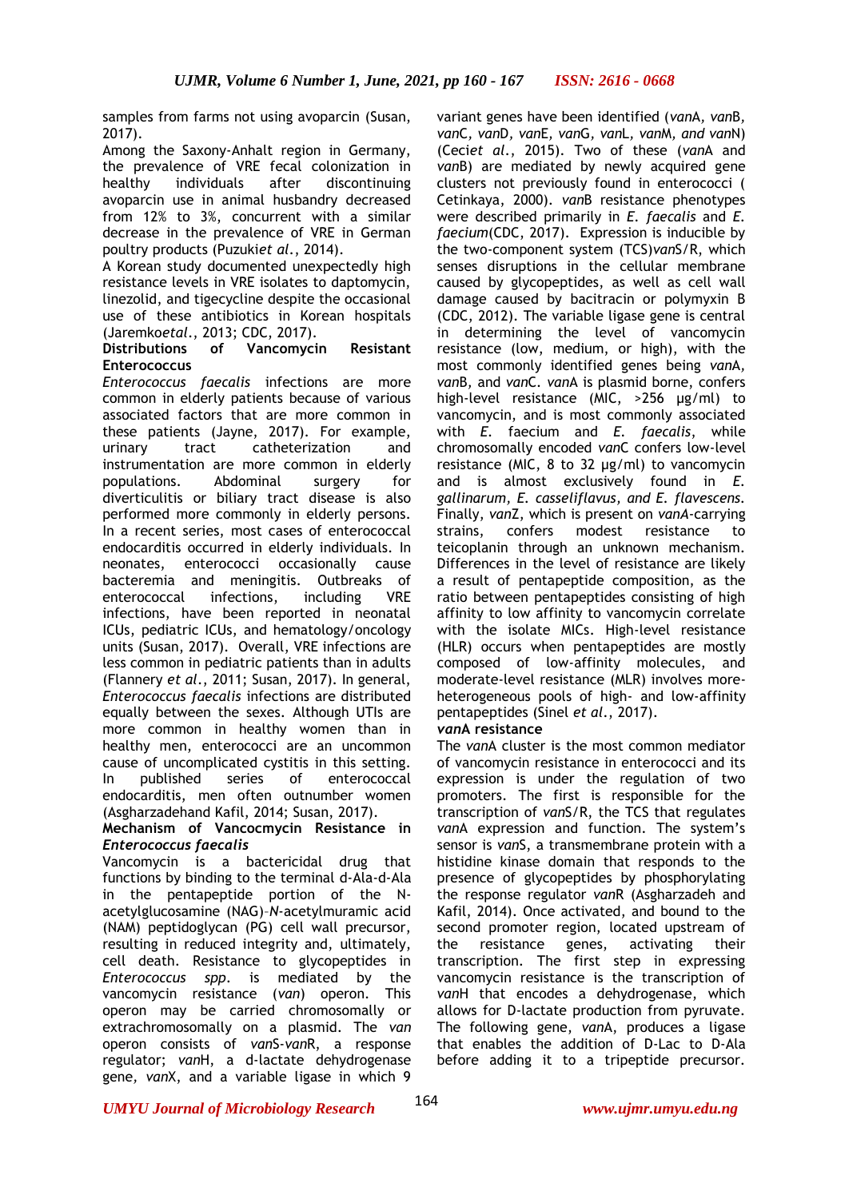samples from farms not using avoparcin (Susan, 2017).

Among the Saxony-Anhalt region in Germany, the prevalence of VRE fecal colonization in healthy individuals after discontinuing avoparcin use in animal husbandry decreased from 12% to 3%, concurrent with a similar decrease in the prevalence of VRE in German poultry products (Puzuki*et al*., 2014).

A Korean study documented unexpectedly high resistance levels in VRE isolates to daptomycin, linezolid, and tigecycline despite the occasional use of these antibiotics in Korean hospitals (Jaremko*etal*., 2013; CDC, 2017).

**Distributions of Vancomycin Resistant Enterococcus**

*Enterococcus faecalis* infections are more common in elderly patients because of various associated factors that are more common in these patients (Jayne, 2017). For example, urinary tract catheterization and instrumentation are more common in elderly populations. Abdominal surgery for diverticulitis or biliary tract disease is also performed more commonly in elderly persons. In a recent series, most cases of enterococcal endocarditis occurred in elderly individuals. In neonates, enterococci occasionally cause bacteremia and meningitis. Outbreaks of enterococcal infections, including VRE infections, have been reported in neonatal ICUs, pediatric ICUs, and hematology/oncology units (Susan, 2017). Overall, VRE infections are less common in pediatric patients than in adults (Flannery *et al*., 2011; Susan, 2017). In general, *Enterococcus faecalis* infections are distributed equally between the sexes. Although UTIs are more common in healthy women than in healthy men, enterococci are an uncommon cause of uncomplicated cystitis in this setting. In published series of enterococcal endocarditis, men often outnumber women (Asgharzadehand Kafil, 2014; Susan, 2017).

**Mechanism of Vancocmycin Resistance in *Enterococcus faecalis***

Vancomycin is a bactericidal drug that functions by binding to the terminal d-Ala-d-Ala in the pentapeptide portion of the N-acetylglucosamine (NAG)–*N*-acetylmuramic acid (NAM) peptidoglycan (PG) cell wall precursor, resulting in reduced integrity and, ultimately, cell death. Resistance to glycopeptides in *Enterococcus spp*. is mediated by the vancomycin resistance (*van*) operon. This operon may be carried chromosomally or extrachromosomally on a plasmid. The *van* operon consists of *van*S-*van*R, a response regulator; *van*H, a d-lactate dehydrogenase gene, *van*X, and a variable ligase in which 9 variant genes have been identified (*van*A, *van*B, *van*C, *van*D, *van*E, *van*G, *van*L, *van*M, *and van*N) (Ceci*et al*., 2015). Two of these (*van*A and *van*B) are mediated by newly acquired gene clusters not previously found in enterococci ( Cetinkaya, 2000). *van*B resistance phenotypes were described primarily in *E. faecalis* and *E. faecium*(CDC, 2017). Expression is inducible by the two-component system (TCS)*van*S/R, which senses disruptions in the cellular membrane caused by glycopeptides, as well as cell wall damage caused by bacitracin or polymyxin B (CDC, 2012). The variable ligase gene is central in determining the level of vancomycin resistance (low, medium, or high), with the most commonly identified genes being *van*A, *van*B, and *van*C. *van*A is plasmid borne, confers high-level resistance (MIC, >256 µg/ml) to vancomycin, and is most commonly associated with *E.* faecium and *E. faecalis*, while chromosomally encoded *van*C confers low-level resistance (MIC, 8 to 32 µg/ml) to vancomycin and is almost exclusively found in *E. gallinarum, E. casseliflavus, and E. flavescens.* Finally, *van*Z, which is present on *vanA*-carrying strains, confers modest resistance to teicoplanin through an unknown mechanism. Differences in the level of resistance are likely a result of pentapeptide composition, as the ratio between pentapeptides consisting of high affinity to low affinity to vancomycin correlate with the isolate MICs. High-level resistance (HLR) occurs when pentapeptides are mostly composed of low-affinity molecules, and moderate-level resistance (MLR) involves more-heterogeneous pools of high- and low-affinity pentapeptides (Sinel *et al*., 2017).

***van*A resistance**

The *van*A cluster is the most common mediator of vancomycin resistance in enterococci and its expression is under the regulation of two promoters. The first is responsible for the transcription of *van*S/R, the TCS that regulates *van*A expression and function. The system's sensor is *van*S, a transmembrane protein with a histidine kinase domain that responds to the presence of glycopeptides by phosphorylating the response regulator *van*R (Asgharzadeh and Kafil, 2014). Once activated, and bound to the second promoter region, located upstream of the resistance genes, activating their transcription. The first step in expressing vancomycin resistance is the transcription of *van*H that encodes a dehydrogenase, which allows for D-lactate production from pyruvate. The following gene, *van*A, produces a ligase that enables the addition of D-Lac to D-Ala before adding it to a tripeptide precursor.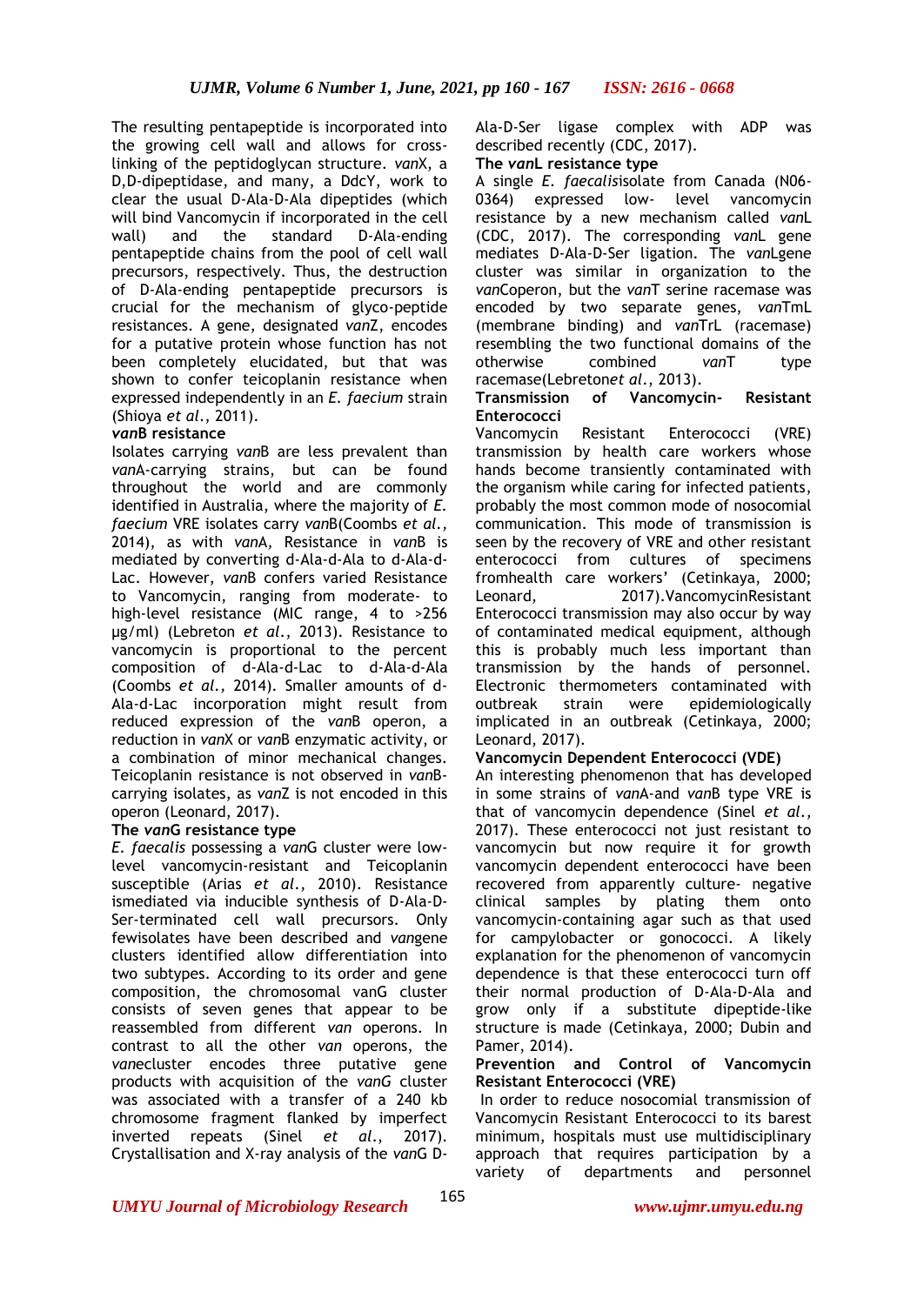The resulting pentapeptide is incorporated into the growing cell wall and allows for cross-linking of the peptidoglycan structure. *van*X, a D,D-dipeptidase, and many, a DdcY, work to clear the usual D-Ala-D-Ala dipeptides (which will bind Vancomycin if incorporated in the cell wall) and the standard D-Ala-ending pentapeptide chains from the pool of cell wall precursors, respectively. Thus, the destruction of D-Ala-ending pentapeptide precursors is crucial for the mechanism of glyco-peptide resistances. A gene, designated *van*Z, encodes for a putative protein whose function has not been completely elucidated, but that was shown to confer teicoplanin resistance when expressed independently in an *E. faecium* strain (Shioya *et al.,* 2011).

### *van*B resistance

Isolates carrying *van*B are less prevalent than *van*A-carrying strains, but can be found throughout the world and are commonly identified in Australia, where the majority of *E. faecium* VRE isolates carry *van*B(Coombs *et al.,* 2014), as with *van*A, Resistance in *van*B is mediated by converting d-Ala-d-Ala to d-Ala-d-Lac. However, *van*B confers varied Resistance to Vancomycin, ranging from moderate- to high-level resistance (MIC range, 4 to >256 µg/ml) (Lebreton *et al.,* 2013). Resistance to vancomycin is proportional to the percent composition of d-Ala-d-Lac to d-Ala-d-Ala (Coombs *et al.,* 2014). Smaller amounts of d-Ala-d-Lac incorporation might result from reduced expression of the *van*B operon, a reduction in *van*X or *van*B enzymatic activity, or a combination of minor mechanical changes. Teicoplanin resistance is not observed in *van*B-carrying isolates, as *van*Z is not encoded in this operon (Leonard, 2017).

### The *van*G resistance type

*E. faecalis* possessing a *van*G cluster were low-level vancomycin-resistant and Teicoplanin susceptible (Arias *et al.,* 2010). Resistance ismediated via inducible synthesis of D-Ala-D-Ser-terminated cell wall precursors. Only fewisolates have been described and *van*gene clusters identified allow differentiation into two subtypes. According to its order and gene composition, the chromosomal vanG cluster consists of seven genes that appear to be reassembled from different *van* operons. In contrast to all the other *van* operons, the *van*ecluster encodes three putative gene products with acquisition of the *vanG* cluster was associated with a transfer of a 240 kb chromosome fragment flanked by imperfect inverted repeats (Sinel *et al.,* 2017). Crystallisation and X-ray analysis of the *van*G D-Ala-D-Ser ligase complex with ADP was described recently (CDC, 2017).

### The *van*L resistance type

A single *E. faecalis*isolate from Canada (N06-0364) expressed low- level vancomycin resistance by a new mechanism called *van*L (CDC, 2017). The corresponding *van*L gene mediates D-Ala-D-Ser ligation. The *van*Lgene cluster was similar in organization to the *van*Coperon, but the *van*T serine racemase was encoded by two separate genes, *van*TmL (membrane binding) and *van*TrL (racemase) resembling the two functional domains of the otherwise combined *van*T type racemase(Lebreton*et al.,* 2013).

## Transmission of Vancomycin- Resistant Enterococci

Vancomycin Resistant Enterococci (VRE) transmission by health care workers whose hands become transiently contaminated with the organism while caring for infected patients, probably the most common mode of nosocomial communication. This mode of transmission is seen by the recovery of VRE and other resistant enterococci from cultures of specimens fromhealth care workers' (Cetinkaya, 2000; Leonard, 2017).VancomycinResistant Enterococci transmission may also occur by way of contaminated medical equipment, although this is probably much less important than transmission by the hands of personnel. Electronic thermometers contaminated with outbreak strain were epidemiologically implicated in an outbreak (Cetinkaya, 2000; Leonard, 2017).

## Vancomycin Dependent Enterococci (VDE)

An interesting phenomenon that has developed in some strains of *van*A-and *van*B type VRE is that of vancomycin dependence (Sinel *et al.,* 2017). These enterococci not just resistant to vancomycin but now require it for growth vancomycin dependent enterococci have been recovered from apparently culture- negative clinical samples by plating them onto vancomycin-containing agar such as that used for campylobacter or gonococci. A likely explanation for the phenomenon of vancomycin dependence is that these enterococci turn off their normal production of D-Ala-D-Ala and grow only if a substitute dipeptide-like structure is made (Cetinkaya, 2000; Dubin and Pamer, 2014).

## Prevention and Control of Vancomycin Resistant Enterococci (VRE)

In order to reduce nosocomial transmission of Vancomycin Resistant Enterococci to its barest minimum, hospitals must use multidisciplinary approach that requires participation by a variety of departments and personnel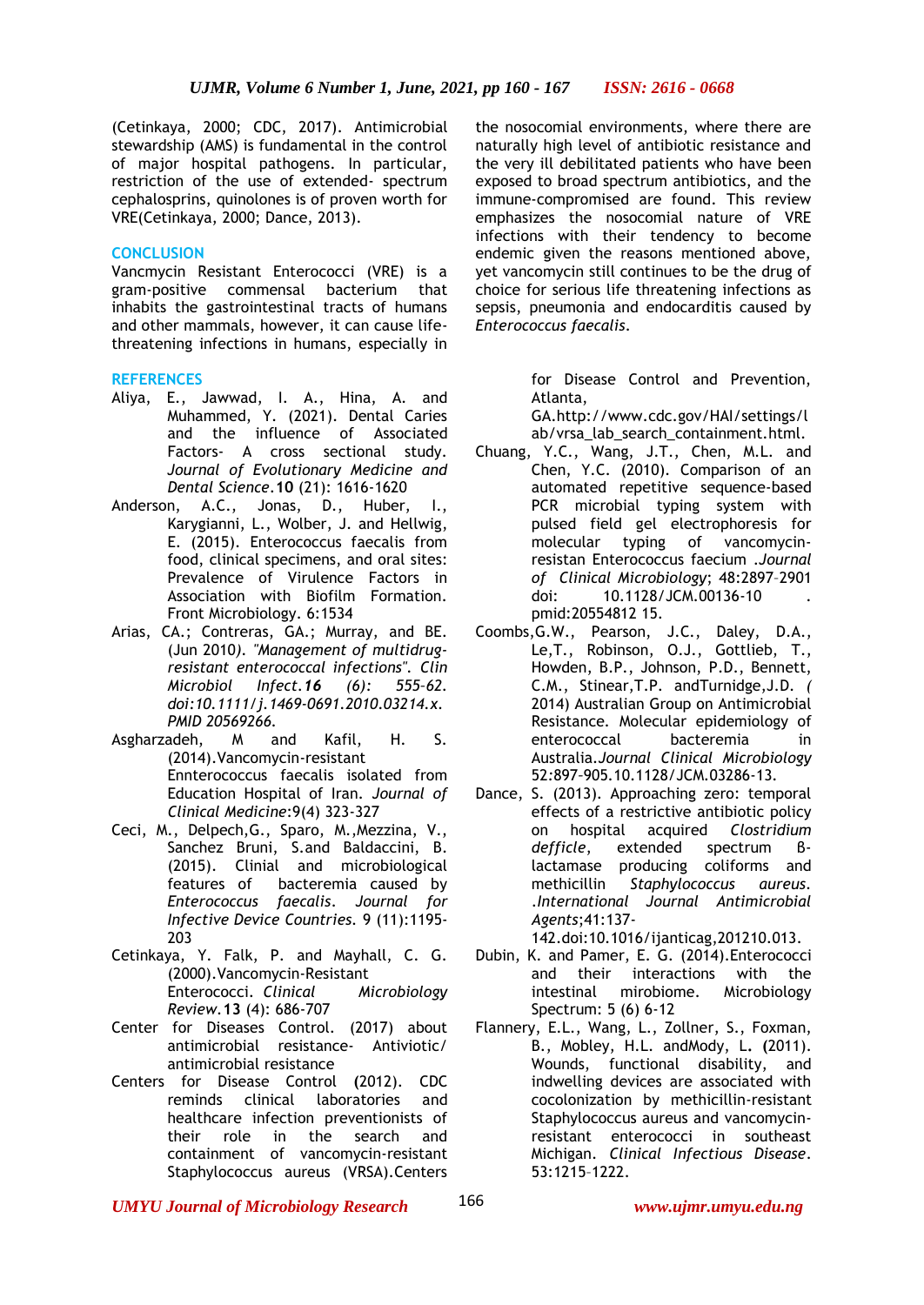(Cetinkaya, 2000; CDC, 2017). Antimicrobial stewardship (AMS) is fundamental in the control of major hospital pathogens. In particular, restriction of the use of extended- spectrum cephalosprins, quinolones is of proven worth for VRE(Cetinkaya, 2000; Dance, 2013).

## CONCLUSION

Vancmycin Resistant Enterococci (VRE) is a gram-positive commensal bacterium that inhabits the gastrointestinal tracts of humans and other mammals, however, it can cause life-threatening infections in humans, especially in the nosocomial environments, where there are naturally high level of antibiotic resistance and the very ill debilitated patients who have been exposed to broad spectrum antibiotics, and the immune-compromised are found. This review emphasizes the nosocomial nature of VRE infections with their tendency to become endemic given the reasons mentioned above, yet vancomycin still continues to be the drug of choice for serious life threatening infections as sepsis, pneumonia and endocarditis caused by *Enterococcus faecalis*.

## REFERENCES

Aliya, E., Jawwad, I. A., Hina, A. and Muhammed, Y. (2021). Dental Caries and the influence of Associated Factors- A cross sectional study. *Journal of Evolutionary Medicine and Dental Science*.**10** (21): 1616-1620

Anderson, A.C., Jonas, D., Huber, I., Karygianni, L., Wolber, J. and Hellwig, E. (2015). Enterococcus faecalis from food, clinical specimens, and oral sites: Prevalence of Virulence Factors in Association with Biofilm Formation. Front Microbiology. 6:1534

Arias, CA.; Contreras, GA.; Murray, and BE. (Jun 2010*). "Management of multidrug-resistant enterococcal infections". Clin Microbiol Infect.**16** (6): 555-62. doi:10.1111/j.1469-0691.2010.03214.x. PMID 20569266.*

Asgharzadeh, M and Kafil, H. S. (2014).Vancomycin-resistant Ennterococcus faecalis isolated from Education Hospital of Iran. *Journal of Clinical Medicine*:9(4) 323-327

Ceci, M., Delpech,G., Sparo, M.,Mezzina, V., Sanchez Bruni, S.and Baldaccini, B. (2015). Clinial and microbiological features of bacteremia caused by *Enterococcus faecalis*. *Journal for Infective Device Countries.* 9 (11):1195-203

Cetinkaya, Y. Falk, P. and Mayhall, C. G. (2000).Vancomycin-Resistant Enterococci. *Clinical Microbiology Review.***13** (4): 686-707

Center for Diseases Control. (2017) about antimicrobial resistance- Antiviotic/ antimicrobial resistance

Centers for Disease Control **(**2012). CDC reminds clinical laboratories and healthcare infection preventionists of their role in the search and containment of vancomycin-resistant Staphylococcus aureus (VRSA).Centers for Disease Control and Prevention, Atlanta, GA.http://www.cdc.gov/HAI/settings/lab/vrsa_lab_search_containment.html.

Chuang, Y.C., Wang, J.T., Chen, M.L. and Chen, Y.C. (2010). Comparison of an automated repetitive sequence-based PCR microbial typing system with pulsed field gel electrophoresis for molecular typing of vancomycin-resistan Enterococcus faecium .*Journal of Clinical Microbiology*; 48:2897–2901 doi: 10.1128/JCM.00136-10 . pmid:20554812 15.

Coombs,G.W., Pearson, J.C., Daley, D.A., Le,T., Robinson, O.J., Gottlieb, T., Howden, B.P., Johnson, P.D., Bennett, C.M., Stinear,T.P. andTurnidge,J.D. *(*2014) Australian Group on Antimicrobial Resistance. Molecular epidemiology of enterococcal bacteremia in Australia.*Journal Clinical Microbiology* 52:897-905.10.1128/JCM.03286-13.

Dance, S. (2013). Approaching zero: temporal effects of a restrictive antibiotic policy on hospital acquired *Clostridium defficle*, extended spectrum β-lactamase producing coliforms and methicillin *Staphylococcus aureus*. .*International Journal Antimicrobial Agents*;41:137-142.doi:10.1016/ijanticag,201210.013.

Dubin, K. and Pamer, E. G. (2014).Enterococci and their interactions with the intestinal mirobiome. Microbiology Spectrum: 5 (6) 6-12

Flannery, E.L., Wang, L., Zollner, S., Foxman, B., Mobley, H.L. andMody, L**. (**2011). Wounds, functional disability, and indwelling devices are associated with cocolonization by methicillin-resistant Staphylococcus aureus and vancomycin-resistant enterococci in southeast Michigan. *Clinical Infectious Disease*. 53:1215–1222.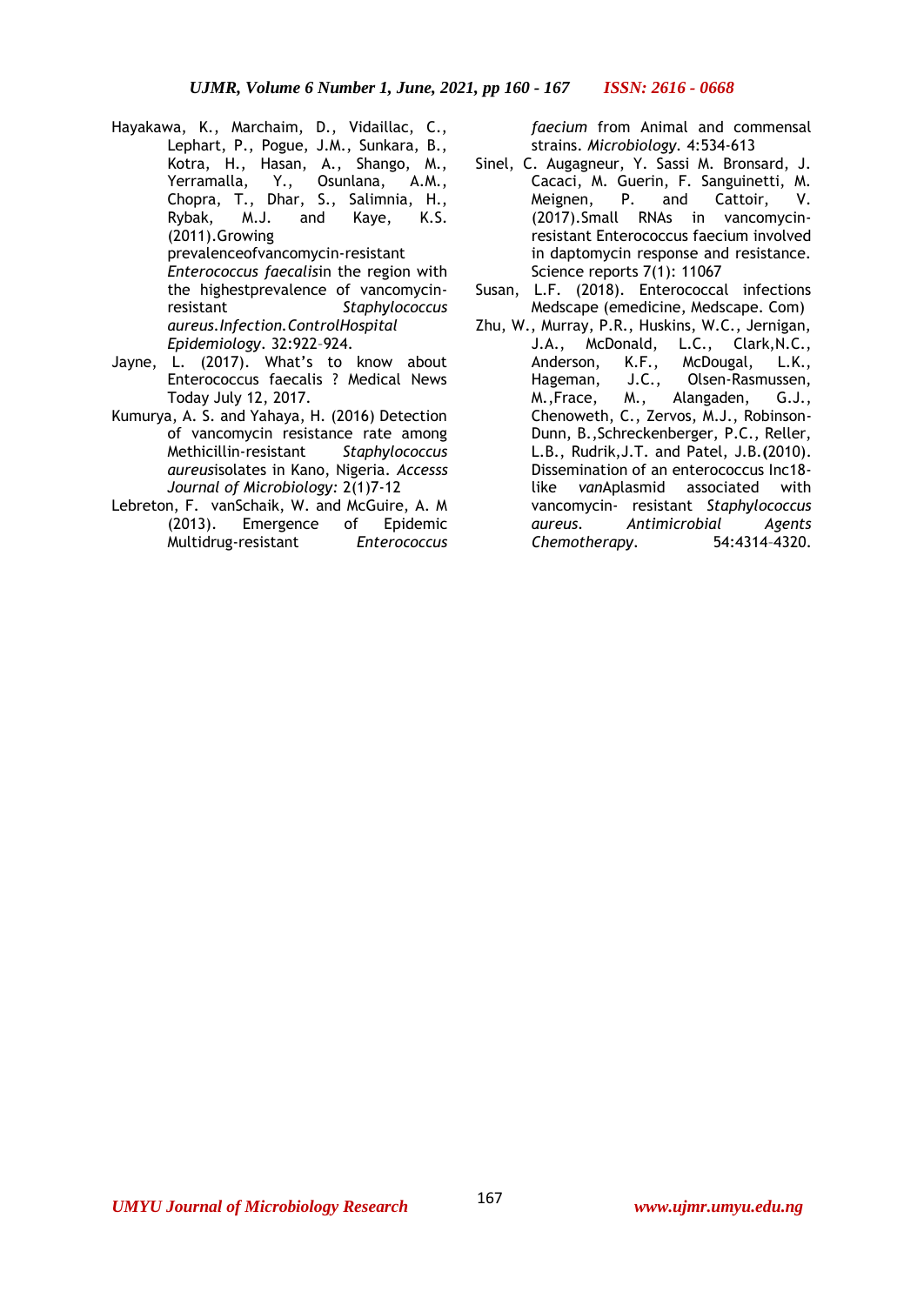Hayakawa, K., Marchaim, D., Vidaillac, C., Lephart, P., Pogue, J.M., Sunkara, B., Kotra, H., Hasan, A., Shango, M., Yerramalla, Y., Osunlana, A.M., Chopra, T., Dhar, S., Salimnia, H., Rybak, M.J. and Kaye, K.S. (2011).Growing prevalenceofvancomycin-resistant *Enterococcus faecalis*in the region with the highestprevalence of vancomycin-resistant *Staphylococcus aureus.Infection.ControlHospital Epidemiology*. 32:922–924.

Jayne, L. (2017). What's to know about Enterococcus faecalis ? Medical News Today July 12, 2017.

Kumurya, A. S. and Yahaya, H. (2016) Detection of vancomycin resistance rate among Methicillin-resistant *Staphylococcus aureus*isolates in Kano, Nigeria. *Accesss Journal of Microbiology*: 2(1)7-12

Lebreton, F. vanSchaik, W. and McGuire, A. M (2013). Emergence of Epidemic Multidrug-resistant *Enterococcus faecium* from Animal and commensal strains. *Microbiology*. 4:534-613

Sinel, C. Augagneur, Y. Sassi M. Bronsard, J. Cacaci, M. Guerin, F. Sanguinetti, M. Meignen, P. and Cattoir, V. (2017).Small RNAs in vancomycin-resistant Enterococcus faecium involved in daptomycin response and resistance. Science reports 7(1): 11067

Susan, L.F. (2018). Enterococcal infections Medscape (emedicine, Medscape. Com)

Zhu, W., Murray, P.R., Huskins, W.C., Jernigan, J.A., McDonald, L.C., Clark,N.C., Anderson, K.F., McDougal, L.K., Hageman, J.C., Olsen-Rasmussen, M.,Frace, M., Alangaden, G.J., Chenoweth, C., Zervos, M.J., Robinson-Dunn, B.,Schreckenberger, P.C., Reller, L.B., Rudrik,J.T. and Patel, J.B.(2010). Dissemination of an enterococcus Inc18-like *van*Aplasmid associated with vancomycin- resistant *Staphylococcus aureus*. *Antimicrobial Agents Chemotherapy*. 54:4314–4320.